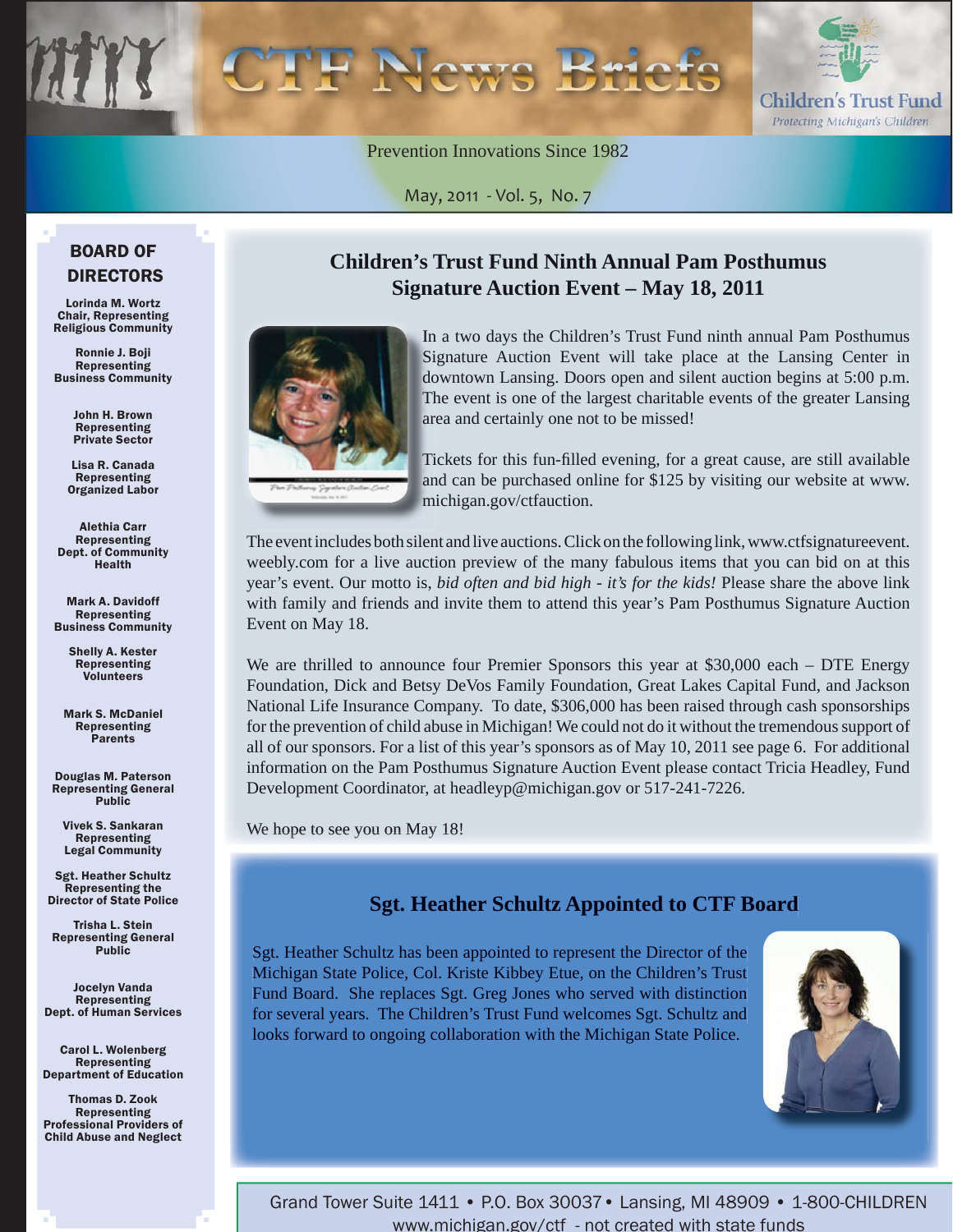# CTF News Briefs

**Children's Trust Fund**
*Protecting Michigan's Children*

Prevention Innovations Since 1982

May, 2011 - Vol. 5, No. 7

## BOARD OF DIRECTORS

**Lorinda M. Wortz**
Chair, Representing Religious Community

**Ronnie J. Boji**
Representing Business Community

**John H. Brown**
Representing Private Sector

**Lisa R. Canada**
Representing Organized Labor

**Alethia Carr**
Representing Dept. of Community Health

**Mark A. Davidoff**
Representing Business Community

**Shelly A. Kester**
Representing Volunteers

**Mark S. McDaniel**
Representing Parents

**Douglas M. Paterson**
Representing General Public

**Vivek S. Sankaran**
Representing Legal Community

**Sgt. Heather Schultz**
Representing the Director of State Police

**Trisha L. Stein**
Representing General Public

**Jocelyn Vanda**
Representing Dept. of Human Services

**Carol L. Wolenberg**
Representing Department of Education

**Thomas D. Zook**
Representing Professional Providers of Child Abuse and Neglect

## Children's Trust Fund Ninth Annual Pam Posthumus Signature Auction Event – May 18, 2011

In a two days the Children's Trust Fund ninth annual Pam Posthumus Signature Auction Event will take place at the Lansing Center in downtown Lansing. Doors open and silent auction begins at 5:00 p.m. The event is one of the largest charitable events of the greater Lansing area and certainly one not to be missed!

Tickets for this fun-filled evening, for a great cause, are still available and can be purchased online for $125 by visiting our website at www.michigan.gov/ctfauction.

The event includes both silent and live auctions. Click on the following link, www.ctfsignatureevent.weebly.com for a live auction preview of the many fabulous items that you can bid on at this year's event. Our motto is, *bid often and bid high - it's for the kids!* Please share the above link with family and friends and invite them to attend this year's Pam Posthumus Signature Auction Event on May 18.

We are thrilled to announce four Premier Sponsors this year at $30,000 each – DTE Energy Foundation, Dick and Betsy DeVos Family Foundation, Great Lakes Capital Fund, and Jackson National Life Insurance Company. To date, $306,000 has been raised through cash sponsorships for the prevention of child abuse in Michigan! We could not do it without the tremendous support of all of our sponsors. For a list of this year's sponsors as of May 10, 2011 see page 6. For additional information on the Pam Posthumus Signature Auction Event please contact Tricia Headley, Fund Development Coordinator, at headleyp@michigan.gov or 517-241-7226.

We hope to see you on May 18!

## Sgt. Heather Schultz Appointed to CTF Board

Sgt. Heather Schultz has been appointed to represent the Director of the Michigan State Police, Col. Kriste Kibbey Etue, on the Children's Trust Fund Board. She replaces Sgt. Greg Jones who served with distinction for several years. The Children's Trust Fund welcomes Sgt. Schultz and looks forward to ongoing collaboration with the Michigan State Police.

Grand Tower Suite 1411 • P.O. Box 30037 • Lansing, MI 48909 • 1-800-CHILDREN
www.michigan.gov/ctf - not created with state funds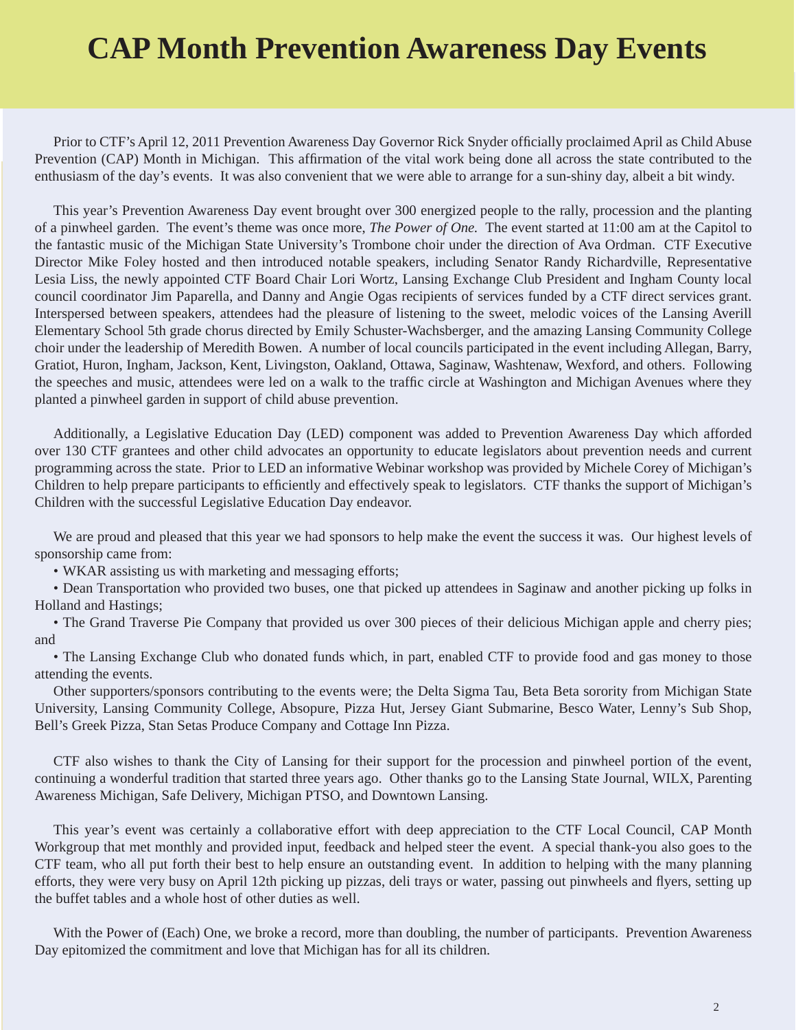# CAP Month Prevention Awareness Day Events

Prior to CTF's April 12, 2011 Prevention Awareness Day Governor Rick Snyder officially proclaimed April as Child Abuse Prevention (CAP) Month in Michigan. This affirmation of the vital work being done all across the state contributed to the enthusiasm of the day's events. It was also convenient that we were able to arrange for a sun-shiny day, albeit a bit windy.

This year's Prevention Awareness Day event brought over 300 energized people to the rally, procession and the planting of a pinwheel garden. The event's theme was once more, *The Power of One.* The event started at 11:00 am at the Capitol to the fantastic music of the Michigan State University's Trombone choir under the direction of Ava Ordman. CTF Executive Director Mike Foley hosted and then introduced notable speakers, including Senator Randy Richardville, Representative Lesia Liss, the newly appointed CTF Board Chair Lori Wortz, Lansing Exchange Club President and Ingham County local council coordinator Jim Paparella, and Danny and Angie Ogas recipients of services funded by a CTF direct services grant. Interspersed between speakers, attendees had the pleasure of listening to the sweet, melodic voices of the Lansing Averill Elementary School 5th grade chorus directed by Emily Schuster-Wachsberger, and the amazing Lansing Community College choir under the leadership of Meredith Bowen. A number of local councils participated in the event including Allegan, Barry, Gratiot, Huron, Ingham, Jackson, Kent, Livingston, Oakland, Ottawa, Saginaw, Washtenaw, Wexford, and others. Following the speeches and music, attendees were led on a walk to the traffic circle at Washington and Michigan Avenues where they planted a pinwheel garden in support of child abuse prevention.

Additionally, a Legislative Education Day (LED) component was added to Prevention Awareness Day which afforded over 130 CTF grantees and other child advocates an opportunity to educate legislators about prevention needs and current programming across the state. Prior to LED an informative Webinar workshop was provided by Michele Corey of Michigan's Children to help prepare participants to efficiently and effectively speak to legislators. CTF thanks the support of Michigan's Children with the successful Legislative Education Day endeavor.

We are proud and pleased that this year we had sponsors to help make the event the success it was. Our highest levels of sponsorship came from:

- WKAR assisting us with marketing and messaging efforts;
- Dean Transportation who provided two buses, one that picked up attendees in Saginaw and another picking up folks in Holland and Hastings;
- The Grand Traverse Pie Company that provided us over 300 pieces of their delicious Michigan apple and cherry pies; and
- The Lansing Exchange Club who donated funds which, in part, enabled CTF to provide food and gas money to those attending the events.

Other supporters/sponsors contributing to the events were; the Delta Sigma Tau, Beta Beta sorority from Michigan State University, Lansing Community College, Absopure, Pizza Hut, Jersey Giant Submarine, Besco Water, Lenny's Sub Shop, Bell's Greek Pizza, Stan Setas Produce Company and Cottage Inn Pizza.

CTF also wishes to thank the City of Lansing for their support for the procession and pinwheel portion of the event, continuing a wonderful tradition that started three years ago. Other thanks go to the Lansing State Journal, WILX, Parenting Awareness Michigan, Safe Delivery, Michigan PTSO, and Downtown Lansing.

This year's event was certainly a collaborative effort with deep appreciation to the CTF Local Council, CAP Month Workgroup that met monthly and provided input, feedback and helped steer the event. A special thank-you also goes to the CTF team, who all put forth their best to help ensure an outstanding event. In addition to helping with the many planning efforts, they were very busy on April 12th picking up pizzas, deli trays or water, passing out pinwheels and flyers, setting up the buffet tables and a whole host of other duties as well.

With the Power of (Each) One, we broke a record, more than doubling, the number of participants. Prevention Awareness Day epitomized the commitment and love that Michigan has for all its children.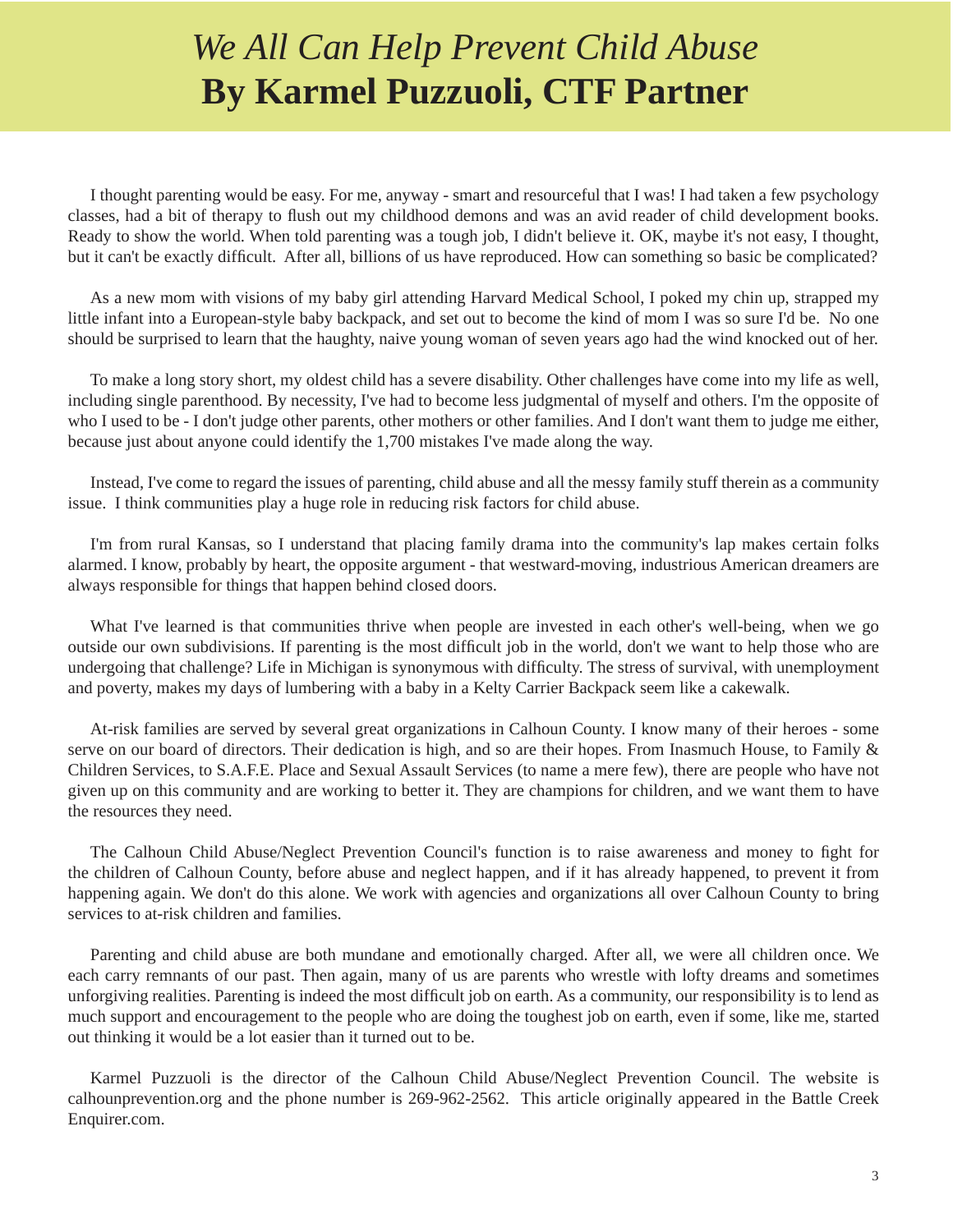# *We All Can Help Prevent Child Abuse*
# **By Karmel Puzzuoli, CTF Partner**

I thought parenting would be easy. For me, anyway - smart and resourceful that I was! I had taken a few psychology classes, had a bit of therapy to flush out my childhood demons and was an avid reader of child development books. Ready to show the world. When told parenting was a tough job, I didn't believe it. OK, maybe it's not easy, I thought, but it can't be exactly difficult. After all, billions of us have reproduced. How can something so basic be complicated?

As a new mom with visions of my baby girl attending Harvard Medical School, I poked my chin up, strapped my little infant into a European-style baby backpack, and set out to become the kind of mom I was so sure I'd be. No one should be surprised to learn that the haughty, naive young woman of seven years ago had the wind knocked out of her.

To make a long story short, my oldest child has a severe disability. Other challenges have come into my life as well, including single parenthood. By necessity, I've had to become less judgmental of myself and others. I'm the opposite of who I used to be - I don't judge other parents, other mothers or other families. And I don't want them to judge me either, because just about anyone could identify the 1,700 mistakes I've made along the way.

Instead, I've come to regard the issues of parenting, child abuse and all the messy family stuff therein as a community issue. I think communities play a huge role in reducing risk factors for child abuse.

I'm from rural Kansas, so I understand that placing family drama into the community's lap makes certain folks alarmed. I know, probably by heart, the opposite argument - that westward-moving, industrious American dreamers are always responsible for things that happen behind closed doors.

What I've learned is that communities thrive when people are invested in each other's well-being, when we go outside our own subdivisions. If parenting is the most difficult job in the world, don't we want to help those who are undergoing that challenge? Life in Michigan is synonymous with difficulty. The stress of survival, with unemployment and poverty, makes my days of lumbering with a baby in a Kelty Carrier Backpack seem like a cakewalk.

At-risk families are served by several great organizations in Calhoun County. I know many of their heroes - some serve on our board of directors. Their dedication is high, and so are their hopes. From Inasmuch House, to Family & Children Services, to S.A.F.E. Place and Sexual Assault Services (to name a mere few), there are people who have not given up on this community and are working to better it. They are champions for children, and we want them to have the resources they need.

The Calhoun Child Abuse/Neglect Prevention Council's function is to raise awareness and money to fight for the children of Calhoun County, before abuse and neglect happen, and if it has already happened, to prevent it from happening again. We don't do this alone. We work with agencies and organizations all over Calhoun County to bring services to at-risk children and families.

Parenting and child abuse are both mundane and emotionally charged. After all, we were all children once. We each carry remnants of our past. Then again, many of us are parents who wrestle with lofty dreams and sometimes unforgiving realities. Parenting is indeed the most difficult job on earth. As a community, our responsibility is to lend as much support and encouragement to the people who are doing the toughest job on earth, even if some, like me, started out thinking it would be a lot easier than it turned out to be.

Karmel Puzzuoli is the director of the Calhoun Child Abuse/Neglect Prevention Council. The website is calhounprevention.org and the phone number is 269-962-2562. This article originally appeared in the Battle Creek Enquirer.com.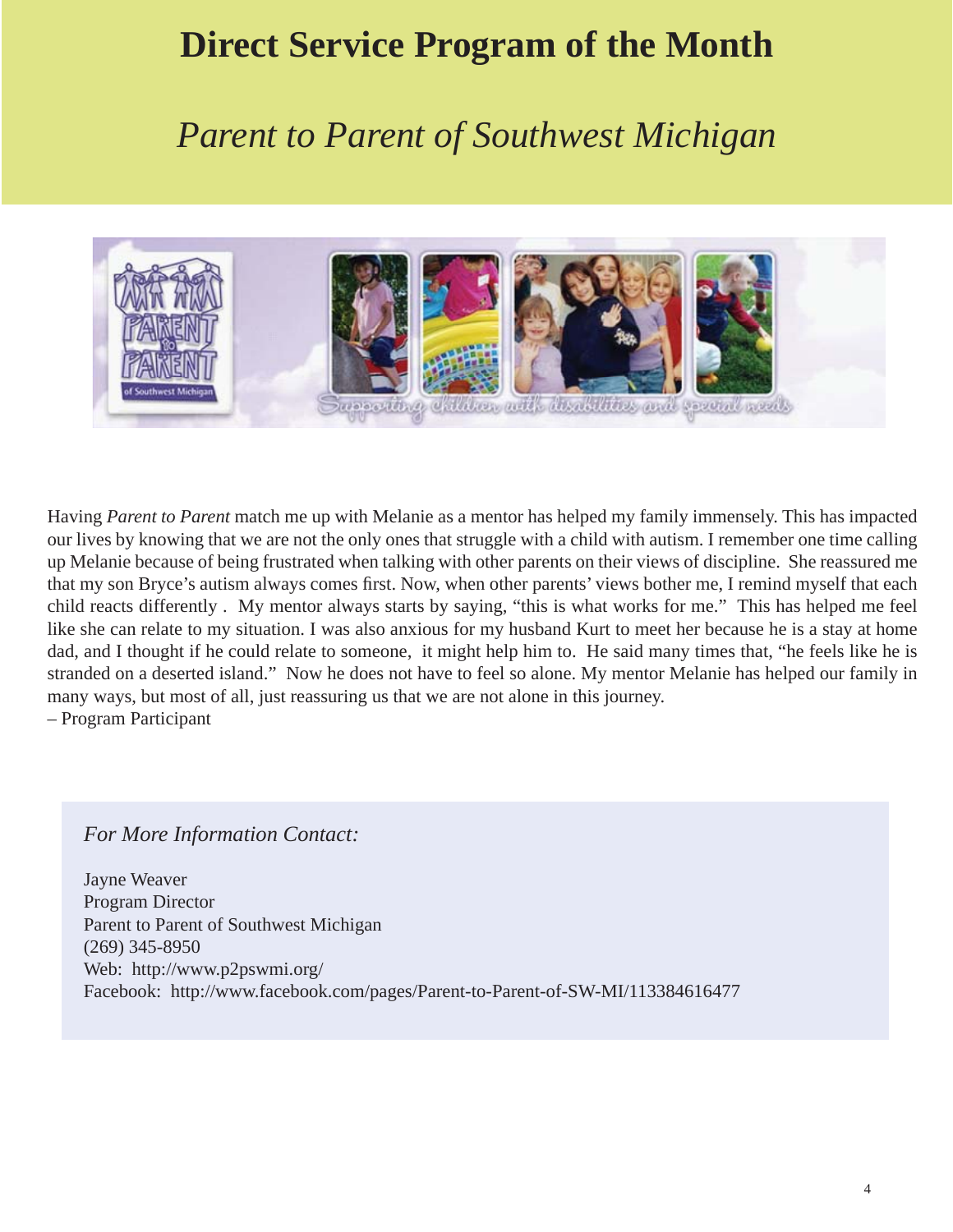# Direct Service Program of the Month

## *Parent to Parent of Southwest Michigan*

Having *Parent to Parent* match me up with Melanie as a mentor has helped my family immensely. This has impacted our lives by knowing that we are not the only ones that struggle with a child with autism. I remember one time calling up Melanie because of being frustrated when talking with other parents on their views of discipline. She reassured me that my son Bryce's autism always comes first. Now, when other parents' views bother me, I remind myself that each child reacts differently . My mentor always starts by saying, "this is what works for me." This has helped me feel like she can relate to my situation. I was also anxious for my husband Kurt to meet her because he is a stay at home dad, and I thought if he could relate to someone, it might help him to. He said many times that, "he feels like he is stranded on a deserted island." Now he does not have to feel so alone. My mentor Melanie has helped our family in many ways, but most of all, just reassuring us that we are not alone in this journey.
– Program Participant

*For More Information Contact:*

Jayne Weaver
Program Director
Parent to Parent of Southwest Michigan
(269) 345-8950
Web: http://www.p2pswmi.org/
Facebook: http://www.facebook.com/pages/Parent-to-Parent-of-SW-MI/113384616477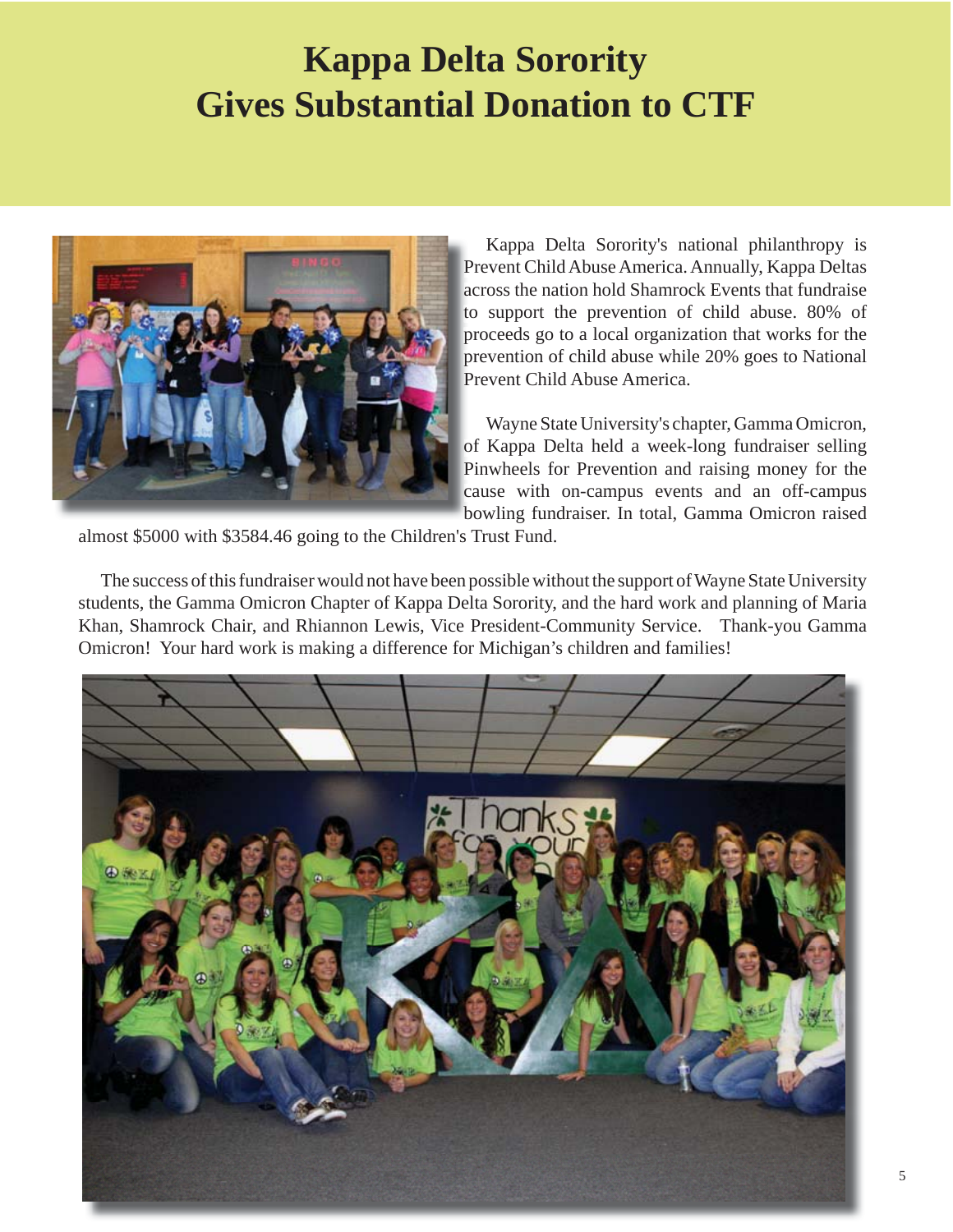# Kappa Delta Sorority Gives Substantial Donation to CTF

Kappa Delta Sorority's national philanthropy is Prevent Child Abuse America. Annually, Kappa Deltas across the nation hold Shamrock Events that fundraise to support the prevention of child abuse. 80% of proceeds go to a local organization that works for the prevention of child abuse while 20% goes to National Prevent Child Abuse America.

Wayne State University's chapter, Gamma Omicron, of Kappa Delta held a week-long fundraiser selling Pinwheels for Prevention and raising money for the cause with on-campus events and an off-campus bowling fundraiser. In total, Gamma Omicron raised almost $5000 with $3584.46 going to the Children's Trust Fund.

The success of this fundraiser would not have been possible without the support of Wayne State University students, the Gamma Omicron Chapter of Kappa Delta Sorority, and the hard work and planning of Maria Khan, Shamrock Chair, and Rhiannon Lewis, Vice President-Community Service. Thank-you Gamma Omicron! Your hard work is making a difference for Michigan's children and families!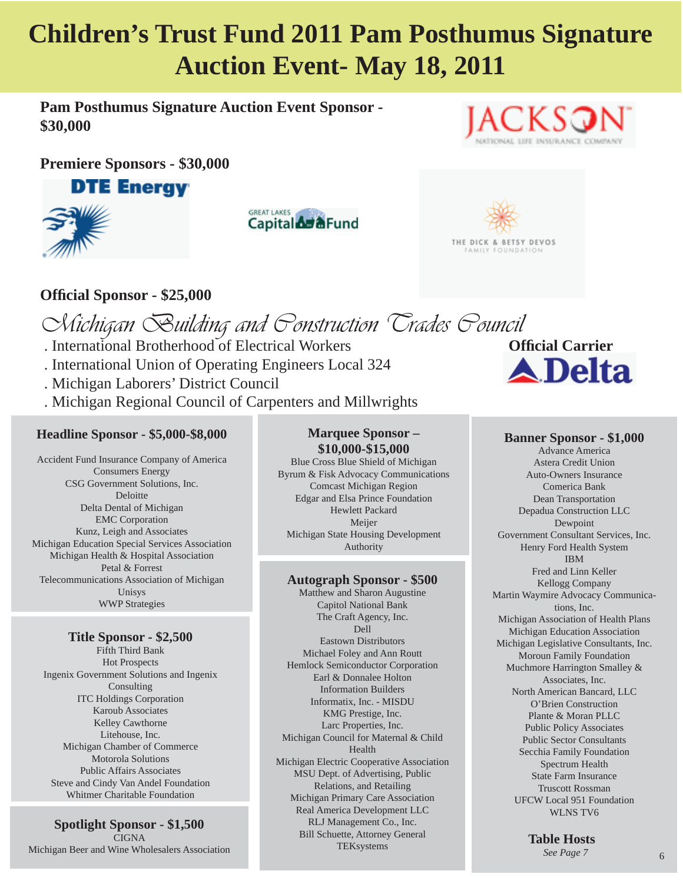# Children's Trust Fund 2011 Pam Posthumus Signature Auction Event- May 18, 2011

**Pam Posthumus Signature Auction Event Sponsor - $30,000**

JACKSON NATIONAL LIFE INSURANCE COMPANY

**Premiere Sponsors - $30,000**

DTE Energy

Great Lakes Capital Fund

The Dick & Betsy DeVos Family Foundation

**Official Sponsor - $25,000**

*Michigan Building and Construction Trades Council*

. International Brotherhood of Electrical Workers
. International Union of Operating Engineers Local 324
. Michigan Laborers' District Council
. Michigan Regional Council of Carpenters and Millwrights

**Official Carrier**

Delta

### Headline Sponsor - $5,000-$8,000

Accident Fund Insurance Company of America
Consumers Energy
CSG Government Solutions, Inc.
Deloitte
Delta Dental of Michigan
EMC Corporation
Kunz, Leigh and Associates
Michigan Education Special Services Association
Michigan Health & Hospital Association
Petal & Forrest
Telecommunications Association of Michigan
Unisys
WWP Strategies

### Title Sponsor - $2,500

Fifth Third Bank
Hot Prospects
Ingenix Government Solutions and Ingenix Consulting
ITC Holdings Corporation
Karoub Associates
Kelley Cawthorne
Litehouse, Inc.
Michigan Chamber of Commerce
Motorola Solutions
Public Affairs Associates
Steve and Cindy Van Andel Foundation
Whitmer Charitable Foundation

### Spotlight Sponsor - $1,500

CIGNA
Michigan Beer and Wine Wholesalers Association

### Marquee Sponsor – $10,000-$15,000

Blue Cross Blue Shield of Michigan
Byrum & Fisk Advocacy Communications
Comcast Michigan Region
Edgar and Elsa Prince Foundation
Hewlett Packard
Meijer
Michigan State Housing Development Authority

### Autograph Sponsor - $500

Matthew and Sharon Augustine
Capitol National Bank
The Craft Agency, Inc.
Dell
Eastown Distributors
Michael Foley and Ann Routt
Hemlock Semiconductor Corporation
Earl & Donnalee Holton
Information Builders
Informatix, Inc. - MISDU
KMG Prestige, Inc.
Larc Properties, Inc.
Michigan Council for Maternal & Child Health
Michigan Electric Cooperative Association
MSU Dept. of Advertising, Public Relations, and Retailing
Michigan Primary Care Association
Real America Development LLC
RLJ Management Co., Inc.
Bill Schuette, Attorney General
TEKsystems

### Banner Sponsor - $1,000

Advance America
Astera Credit Union
Auto-Owners Insurance
Comerica Bank
Dean Transportation
Depadua Construction LLC
Dewpoint
Government Consultant Services, Inc.
Henry Ford Health System
IBM
Fred and Linn Keller
Kellogg Company
Martin Waymire Advocacy Communications, Inc.
Michigan Association of Health Plans
Michigan Education Association
Michigan Legislative Consultants, Inc.
Moroun Family Foundation
Muchmore Harrington Smalley & Associates, Inc.
North American Bancard, LLC
O'Brien Construction
Plante & Moran PLLC
Public Policy Associates
Public Sector Consultants
Secchia Family Foundation
Spectrum Health
State Farm Insurance
Truscott Rossman
UFCW Local 951 Foundation
WLNS TV6

### Table Hosts

*See Page 7*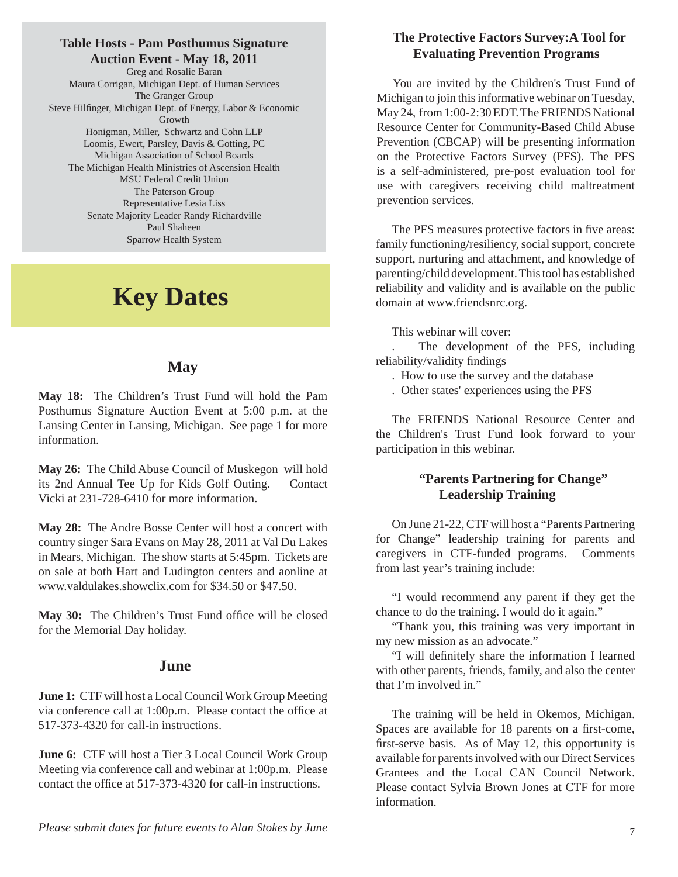## Table Hosts - Pam Posthumus Signature Auction Event - May 18, 2011

Greg and Rosalie Baran
Maura Corrigan, Michigan Dept. of Human Services
The Granger Group
Steve Hilfinger, Michigan Dept. of Energy, Labor & Economic Growth
Honigman, Miller, Schwartz and Cohn LLP
Loomis, Ewert, Parsley, Davis & Gotting, PC
Michigan Association of School Boards
The Michigan Health Ministries of Ascension Health
MSU Federal Credit Union
The Paterson Group
Representative Lesia Liss
Senate Majority Leader Randy Richardville
Paul Shaheen
Sparrow Health System

# Key Dates

## May

**May 18:** The Children's Trust Fund will hold the Pam Posthumus Signature Auction Event at 5:00 p.m. at the Lansing Center in Lansing, Michigan. See page 1 for more information.

**May 26:** The Child Abuse Council of Muskegon will hold its 2nd Annual Tee Up for Kids Golf Outing. Contact Vicki at 231-728-6410 for more information.

**May 28:** The Andre Bosse Center will host a concert with country singer Sara Evans on May 28, 2011 at Val Du Lakes in Mears, Michigan. The show starts at 5:45pm. Tickets are on sale at both Hart and Ludington centers and aonline at www.valdulakes.showclix.com for $34.50 or $47.50.

**May 30:** The Children's Trust Fund office will be closed for the Memorial Day holiday.

## June

**June 1:** CTF will host a Local Council Work Group Meeting via conference call at 1:00p.m. Please contact the office at 517-373-4320 for call-in instructions.

**June 6:** CTF will host a Tier 3 Local Council Work Group Meeting via conference call and webinar at 1:00p.m. Please contact the office at 517-373-4320 for call-in instructions.

*Please submit dates for future events to Alan Stokes by June*

## The Protective Factors Survey:A Tool for Evaluating Prevention Programs

You are invited by the Children's Trust Fund of Michigan to join this informative webinar on Tuesday, May 24, from 1:00-2:30 EDT. The FRIENDS National Resource Center for Community-Based Child Abuse Prevention (CBCAP) will be presenting information on the Protective Factors Survey (PFS). The PFS is a self-administered, pre-post evaluation tool for use with caregivers receiving child maltreatment prevention services.

The PFS measures protective factors in five areas: family functioning/resiliency, social support, concrete support, nurturing and attachment, and knowledge of parenting/child development. This tool has established reliability and validity and is available on the public domain at www.friendsnrc.org.

This webinar will cover:

- The development of the PFS, including reliability/validity findings
- How to use the survey and the database
- Other states' experiences using the PFS

The FRIENDS National Resource Center and the Children's Trust Fund look forward to your participation in this webinar.

## "Parents Partnering for Change" Leadership Training

On June 21-22, CTF will host a "Parents Partnering for Change" leadership training for parents and caregivers in CTF-funded programs. Comments from last year's training include:

"I would recommend any parent if they get the chance to do the training. I would do it again."

"Thank you, this training was very important in my new mission as an advocate."

"I will definitely share the information I learned with other parents, friends, family, and also the center that I'm involved in."

The training will be held in Okemos, Michigan. Spaces are available for 18 parents on a first-come, first-serve basis. As of May 12, this opportunity is available for parents involved with our Direct Services Grantees and the Local CAN Council Network. Please contact Sylvia Brown Jones at CTF for more information.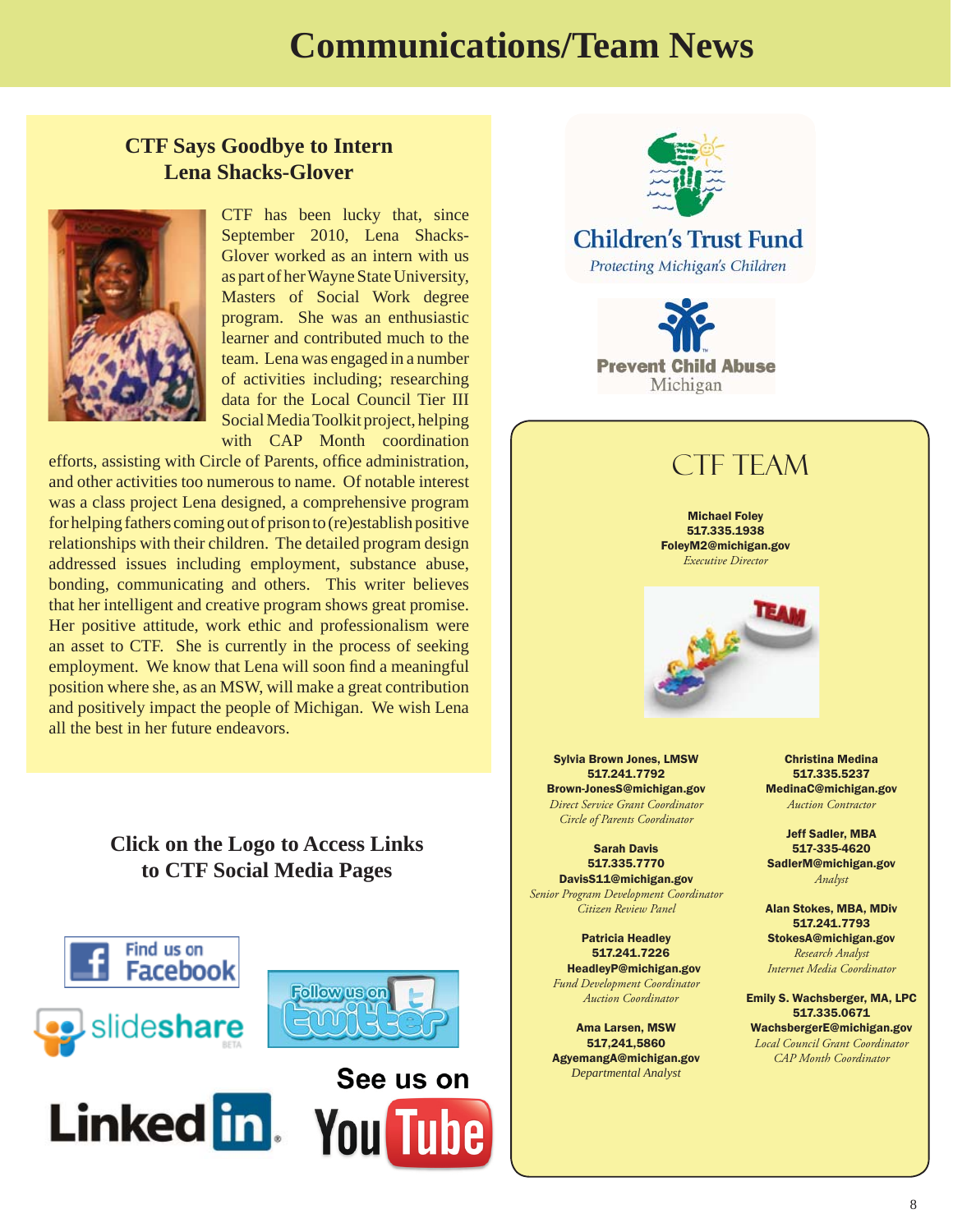# Communications/Team News

## CTF Says Goodbye to Intern Lena Shacks-Glover

CTF has been lucky that, since September 2010, Lena Shacks-Glover worked as an intern with us as part of her Wayne State University, Masters of Social Work degree program. She was an enthusiastic learner and contributed much to the team. Lena was engaged in a number of activities including; researching data for the Local Council Tier III Social Media Toolkit project, helping with CAP Month coordination efforts, assisting with Circle of Parents, office administration, and other activities too numerous to name. Of notable interest was a class project Lena designed, a comprehensive program for helping fathers coming out of prison to (re)establish positive relationships with their children. The detailed program design addressed issues including employment, substance abuse, bonding, communicating and others. This writer believes that her intelligent and creative program shows great promise. Her positive attitude, work ethic and professionalism were an asset to CTF. She is currently in the process of seeking employment. We know that Lena will soon find a meaningful position where she, as an MSW, will make a great contribution and positively impact the people of Michigan. We wish Lena all the best in her future endeavors.

### Click on the Logo to Access Links to CTF Social Media Pages

Find us on Facebook

slideshare

Follow us on twitter

LinkedIn

See us on YouTube

Children's Trust Fund

*Protecting Michigan's Children*

Prevent Child Abuse Michigan

## CTF TEAM

**Michael Foley**
**517.335.1938**
**FoleyM2@michigan.gov**
*Executive Director*

TEAM

**Sylvia Brown Jones, LMSW**
**517.241.7792**
**Brown-JonesS@michigan.gov**
*Direct Service Grant Coordinator*
*Circle of Parents Coordinator*

**Sarah Davis**
**517.335.7770**
**DavisS11@michigan.gov**
*Senior Program Development Coordinator*
*Citizen Review Panel*

**Patricia Headley**
**517.241.7226**
**HeadleyP@michigan.gov**
*Fund Development Coordinator*
*Auction Coordinator*

**Ama Larsen, MSW**
**517,241,5860**
**AgyemangA@michigan.gov**
*Departmental Analyst*

**Christina Medina**
**517.335.5237**
**MedinaC@michigan.gov**
*Auction Contractor*

**Jeff Sadler, MBA**
**517-335-4620**
**SadlerM@michigan.gov**
*Analyst*

**Alan Stokes, MBA, MDiv**
**517.241.7793**
**StokesA@michigan.gov**
*Research Analyst*
*Internet Media Coordinator*

**Emily S. Wachsberger, MA, LPC**
**517.335.0671**
**WachsbergerE@michigan.gov**
*Local Council Grant Coordinator*
*CAP Month Coordinator*